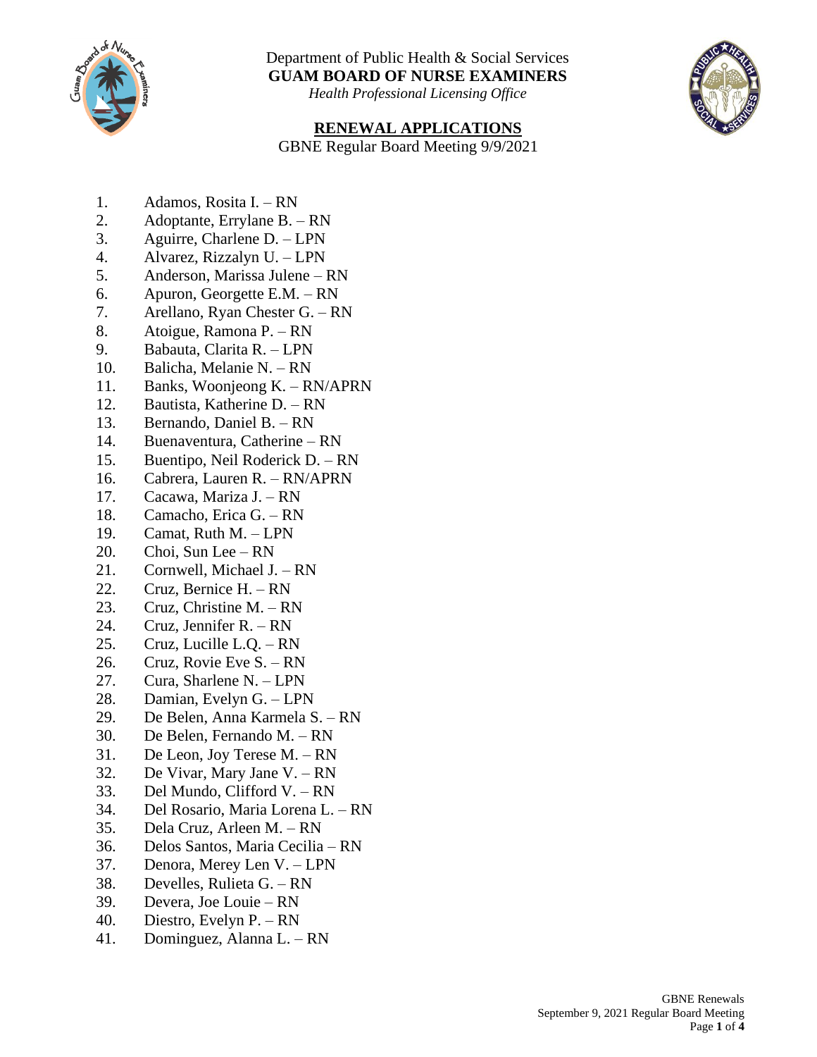Department of Public Health & Social Services

**GUAM BOARD OF NURSE EXAMINERS**

*Health Professional Licensing Office*

## RENEWAL APPLICATIONS

GBNE Regular Board Meeting 9/9/2021

1. Adamos, Rosita I. – RN
2. Adoptante, Errylane B. – RN
3. Aguirre, Charlene D. – LPN
4. Alvarez, Rizzalyn U. – LPN
5. Anderson, Marissa Julene – RN
6. Apuron, Georgette E.M. – RN
7. Arellano, Ryan Chester G. – RN
8. Atoigue, Ramona P. – RN
9. Babauta, Clarita R. – LPN
10. Balicha, Melanie N. – RN
11. Banks, Woonjeong K. – RN/APRN
12. Bautista, Katherine D. – RN
13. Bernando, Daniel B. – RN
14. Buenaventura, Catherine – RN
15. Buentipo, Neil Roderick D. – RN
16. Cabrera, Lauren R. – RN/APRN
17. Cacawa, Mariza J. – RN
18. Camacho, Erica G. – RN
19. Camat, Ruth M. – LPN
20. Choi, Sun Lee – RN
21. Cornwell, Michael J. – RN
22. Cruz, Bernice H. – RN
23. Cruz, Christine M. – RN
24. Cruz, Jennifer R. – RN
25. Cruz, Lucille L.Q. – RN
26. Cruz, Rovie Eve S. – RN
27. Cura, Sharlene N. – LPN
28. Damian, Evelyn G. – LPN
29. De Belen, Anna Karmela S. – RN
30. De Belen, Fernando M. – RN
31. De Leon, Joy Terese M. – RN
32. De Vivar, Mary Jane V. – RN
33. Del Mundo, Clifford V. – RN
34. Del Rosario, Maria Lorena L. – RN
35. Dela Cruz, Arleen M. – RN
36. Delos Santos, Maria Cecilia – RN
37. Denora, Merey Len V. – LPN
38. Develles, Rulieta G. – RN
39. Devera, Joe Louie – RN
40. Diestro, Evelyn P. – RN
41. Dominguez, Alanna L. – RN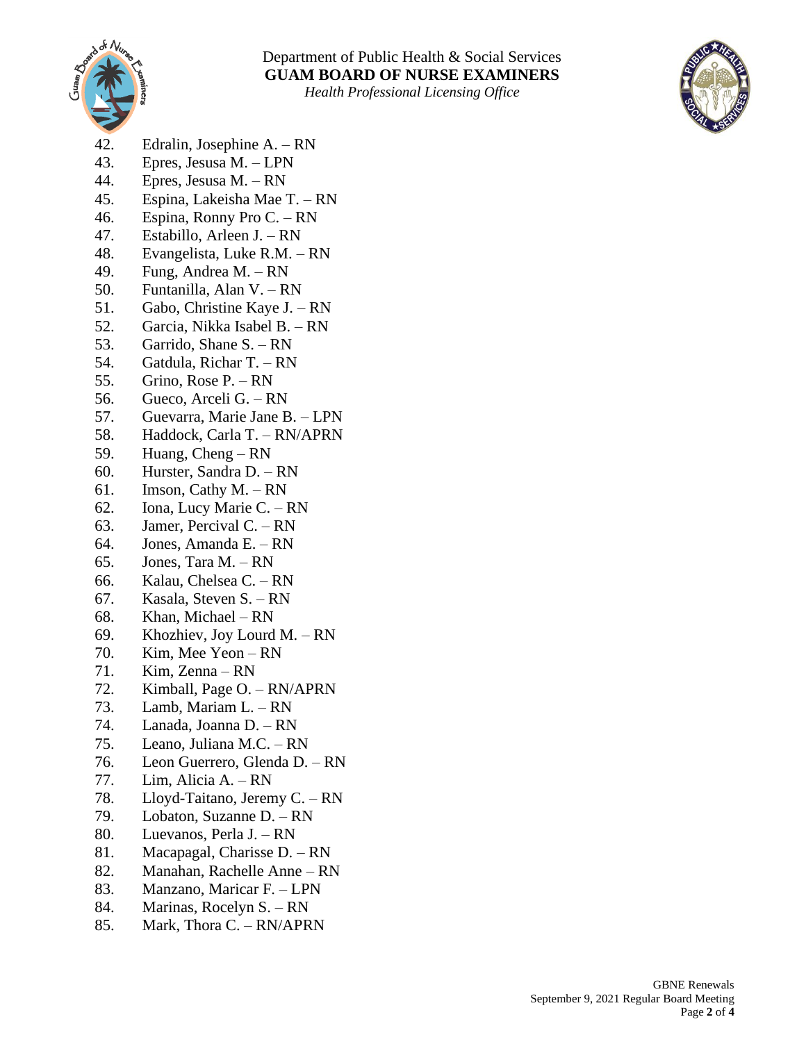42. Edralin, Josephine A. – RN
43. Epres, Jesusa M. – LPN
44. Epres, Jesusa M. – RN
45. Espina, Lakeisha Mae T. – RN
46. Espina, Ronny Pro C. – RN
47. Estabillo, Arleen J. – RN
48. Evangelista, Luke R.M. – RN
49. Fung, Andrea M. – RN
50. Funtanilla, Alan V. – RN
51. Gabo, Christine Kaye J. – RN
52. Garcia, Nikka Isabel B. – RN
53. Garrido, Shane S. – RN
54. Gatdula, Richar T. – RN
55. Grino, Rose P. – RN
56. Gueco, Arceli G. – RN
57. Guevarra, Marie Jane B. – LPN
58. Haddock, Carla T. – RN/APRN
59. Huang, Cheng – RN
60. Hurster, Sandra D. – RN
61. Imson, Cathy M. – RN
62. Iona, Lucy Marie C. – RN
63. Jamer, Percival C. – RN
64. Jones, Amanda E. – RN
65. Jones, Tara M. – RN
66. Kalau, Chelsea C. – RN
67. Kasala, Steven S. – RN
68. Khan, Michael – RN
69. Khozhiev, Joy Lourd M. – RN
70. Kim, Mee Yeon – RN
71. Kim, Zenna – RN
72. Kimball, Page O. – RN/APRN
73. Lamb, Mariam L. – RN
74. Lanada, Joanna D. – RN
75. Leano, Juliana M.C. – RN
76. Leon Guerrero, Glenda D. – RN
77. Lim, Alicia A. – RN
78. Lloyd-Taitano, Jeremy C. – RN
79. Lobaton, Suzanne D. – RN
80. Luevanos, Perla J. – RN
81. Macapagal, Charisse D. – RN
82. Manahan, Rachelle Anne – RN
83. Manzano, Maricar F. – LPN
84. Marinas, Rocelyn S. – RN
85. Mark, Thora C. – RN/APRN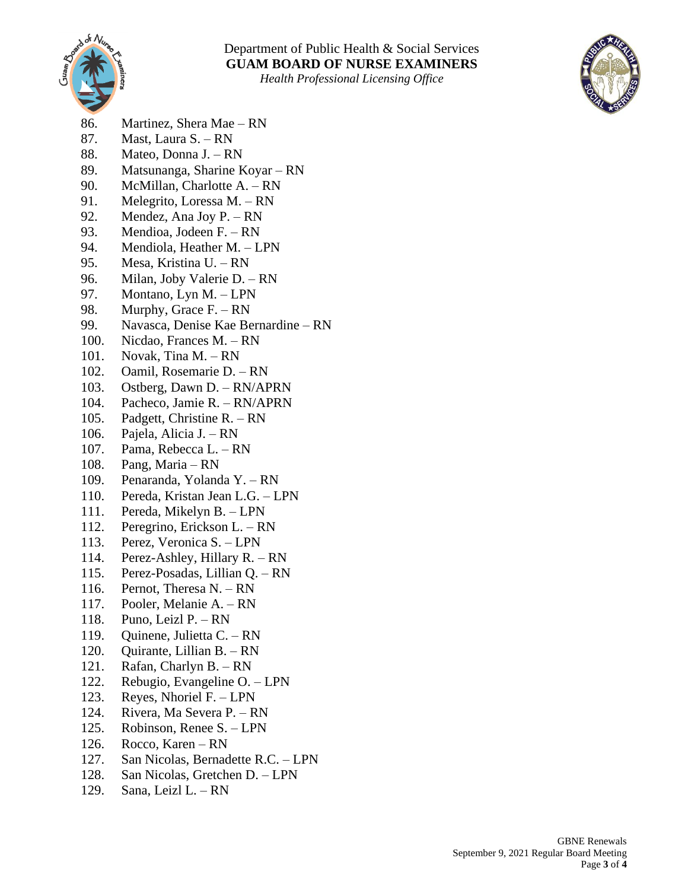86. Martinez, Shera Mae – RN
87. Mast, Laura S. – RN
88. Mateo, Donna J. – RN
89. Matsunanga, Sharine Koyar – RN
90. McMillan, Charlotte A. – RN
91. Melegrito, Loressa M. – RN
92. Mendez, Ana Joy P. – RN
93. Mendioa, Jodeen F. – RN
94. Mendiola, Heather M. – LPN
95. Mesa, Kristina U. – RN
96. Milan, Joby Valerie D. – RN
97. Montano, Lyn M. – LPN
98. Murphy, Grace F. – RN
99. Navasca, Denise Kae Bernardine – RN
100. Nicdao, Frances M. – RN
101. Novak, Tina M. – RN
102. Oamil, Rosemarie D. – RN
103. Ostberg, Dawn D. – RN/APRN
104. Pacheco, Jamie R. – RN/APRN
105. Padgett, Christine R. – RN
106. Pajela, Alicia J. – RN
107. Pama, Rebecca L. – RN
108. Pang, Maria – RN
109. Penaranda, Yolanda Y. – RN
110. Pereda, Kristan Jean L.G. – LPN
111. Pereda, Mikelyn B. – LPN
112. Peregrino, Erickson L. – RN
113. Perez, Veronica S. – LPN
114. Perez-Ashley, Hillary R. – RN
115. Perez-Posadas, Lillian Q. – RN
116. Pernot, Theresa N. – RN
117. Pooler, Melanie A. – RN
118. Puno, Leizl P. – RN
119. Quinene, Julietta C. – RN
120. Quirante, Lillian B. – RN
121. Rafan, Charlyn B. – RN
122. Rebugio, Evangeline O. – LPN
123. Reyes, Nhoriel F. – LPN
124. Rivera, Ma Severa P. – RN
125. Robinson, Renee S. – LPN
126. Rocco, Karen – RN
127. San Nicolas, Bernadette R.C. – LPN
128. San Nicolas, Gretchen D. – LPN
129. Sana, Leizl L. – RN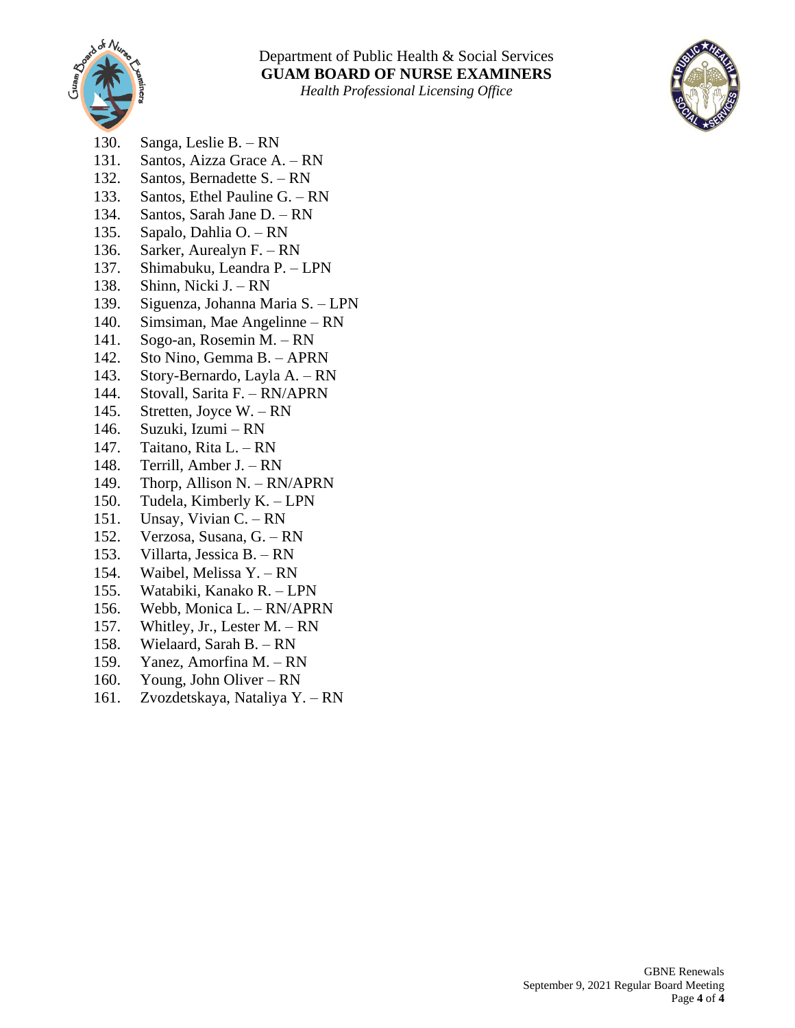130. Sanga, Leslie B. – RN
131. Santos, Aizza Grace A. – RN
132. Santos, Bernadette S. – RN
133. Santos, Ethel Pauline G. – RN
134. Santos, Sarah Jane D. – RN
135. Sapalo, Dahlia O. – RN
136. Sarker, Aurealyn F. – RN
137. Shimabuku, Leandra P. – LPN
138. Shinn, Nicki J. – RN
139. Siguenza, Johanna Maria S. – LPN
140. Simsiman, Mae Angelinne – RN
141. Sogo-an, Rosemin M. – RN
142. Sto Nino, Gemma B. – APRN
143. Story-Bernardo, Layla A. – RN
144. Stovall, Sarita F. – RN/APRN
145. Stretten, Joyce W. – RN
146. Suzuki, Izumi – RN
147. Taitano, Rita L. – RN
148. Terrill, Amber J. – RN
149. Thorp, Allison N. – RN/APRN
150. Tudela, Kimberly K. – LPN
151. Unsay, Vivian C. – RN
152. Verzosa, Susana, G. – RN
153. Villarta, Jessica B. – RN
154. Waibel, Melissa Y. – RN
155. Watabiki, Kanako R. – LPN
156. Webb, Monica L. – RN/APRN
157. Whitley, Jr., Lester M. – RN
158. Wielaard, Sarah B. – RN
159. Yanez, Amorfina M. – RN
160. Young, John Oliver – RN
161. Zvozdetskaya, Nataliya Y. – RN